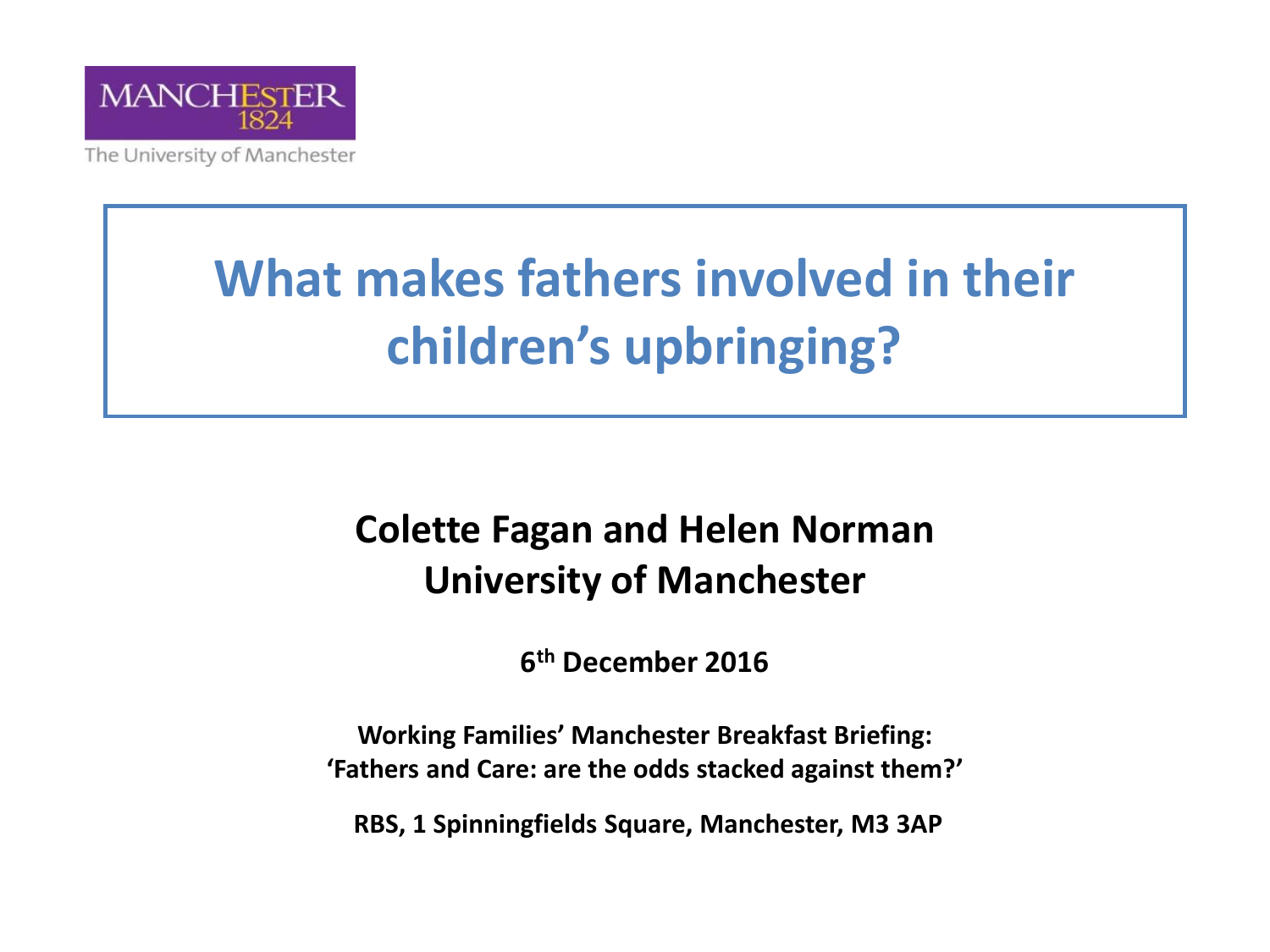MANCHESTER
1824

The University of Manchester

# What makes fathers involved in their children's upbringing?

**Colette Fagan and Helen Norman**
**University of Manchester**

**6th December 2016**

**Working Families' Manchester Breakfast Briefing:**
**'Fathers and Care: are the odds stacked against them?'**

**RBS, 1 Spinningfields Square, Manchester, M3 3AP**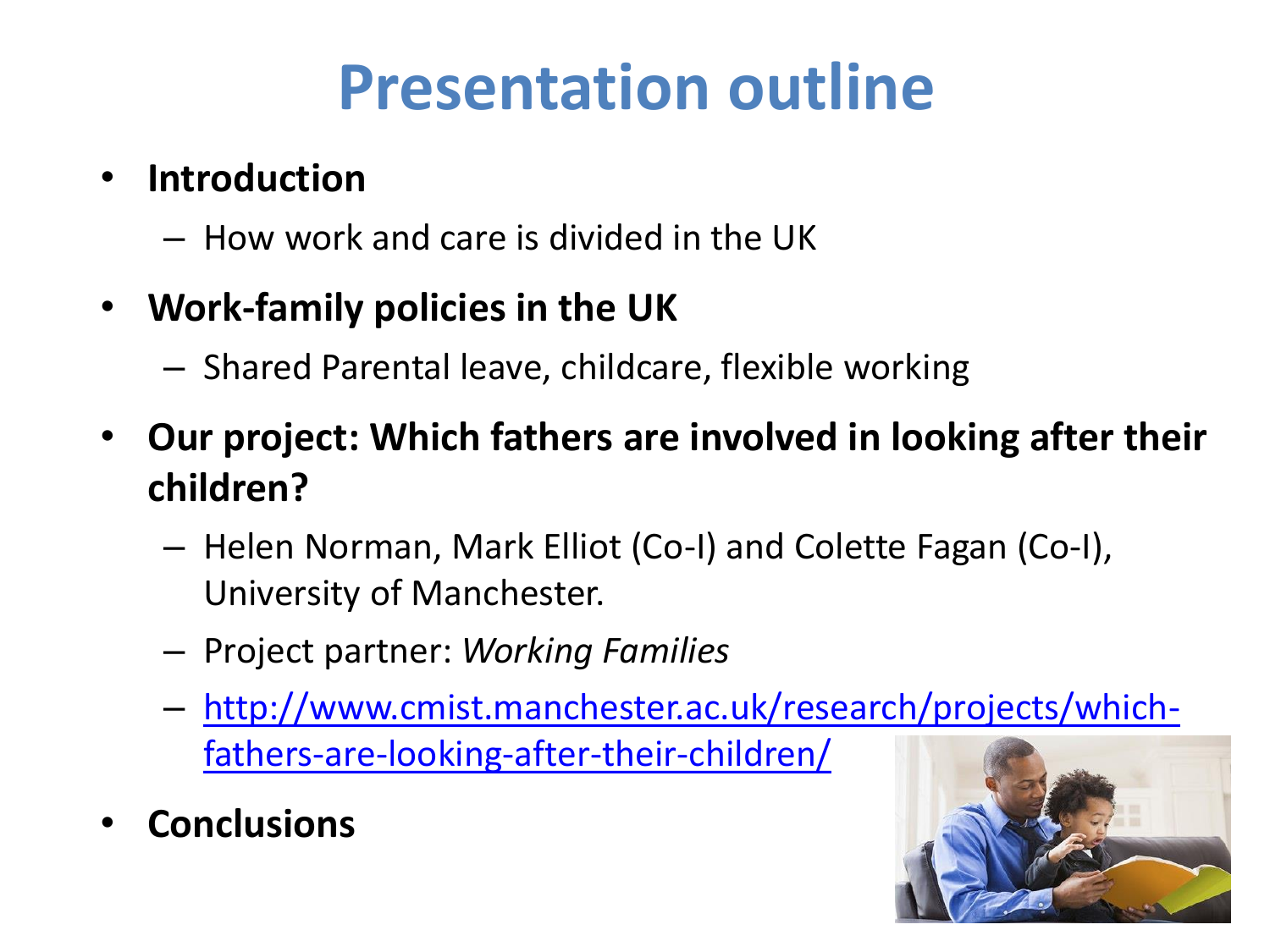# Presentation outline

- **Introduction**
  - How work and care is divided in the UK
- **Work-family policies in the UK**
  - Shared Parental leave, childcare, flexible working
- **Our project: Which fathers are involved in looking after their children?**
  - Helen Norman, Mark Elliot (Co-I) and Colette Fagan (Co-I), University of Manchester.
  - Project partner: *Working Families*
  - http://www.cmist.manchester.ac.uk/research/projects/which-fathers-are-looking-after-their-children/
- **Conclusions**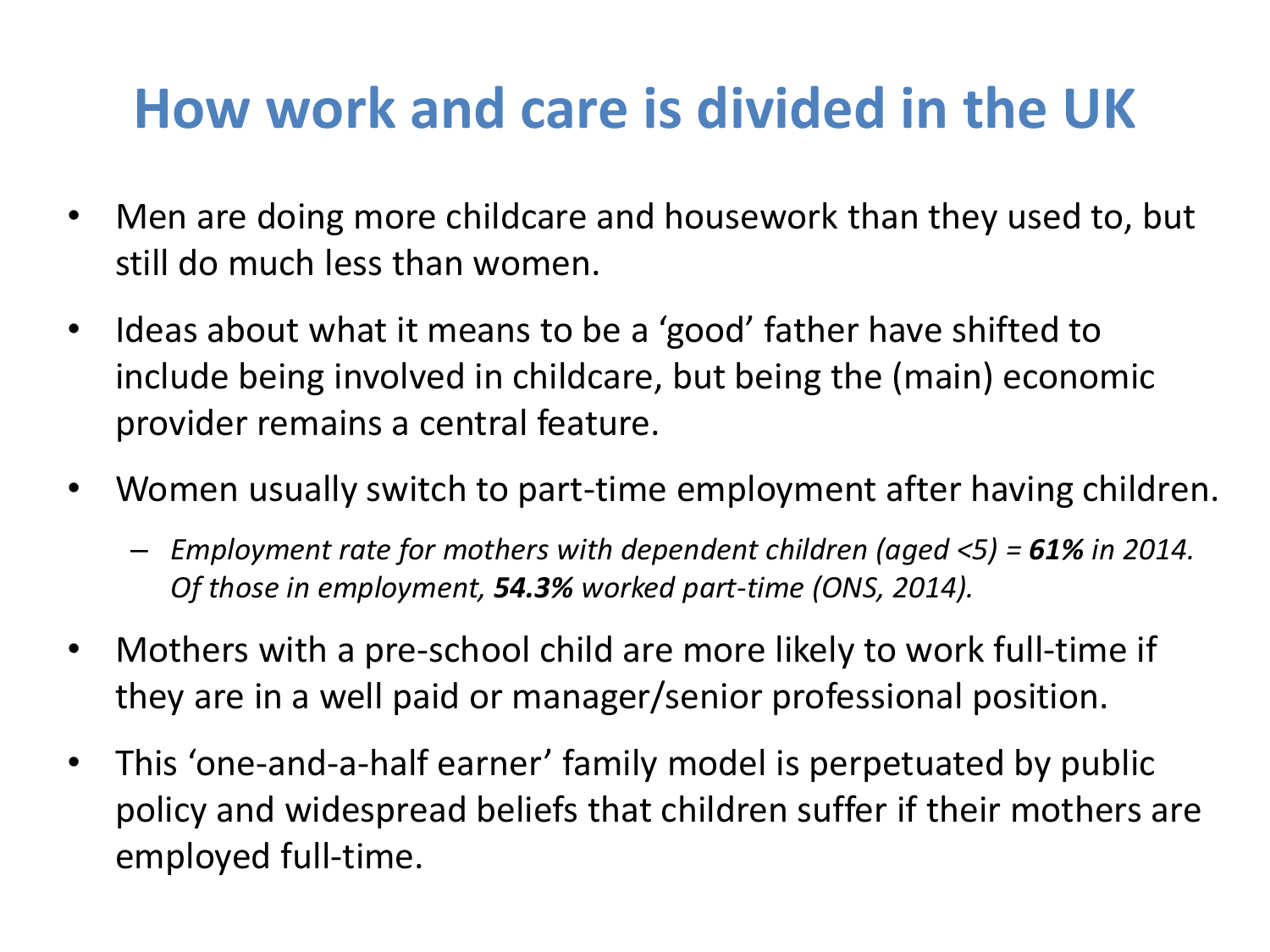# How work and care is divided in the UK

- Men are doing more childcare and housework than they used to, but still do much less than women.
- Ideas about what it means to be a ‘good’ father have shifted to include being involved in childcare, but being the (main) economic provider remains a central feature.
- Women usually switch to part-time employment after having children.
  - *Employment rate for mothers with dependent children (aged <5) =* ***61%*** *in 2014. Of those in employment,* ***54.3%*** *worked part-time (ONS, 2014).*
- Mothers with a pre-school child are more likely to work full-time if they are in a well paid or manager/senior professional position.
- This ‘one-and-a-half earner’ family model is perpetuated by public policy and widespread beliefs that children suffer if their mothers are employed full-time.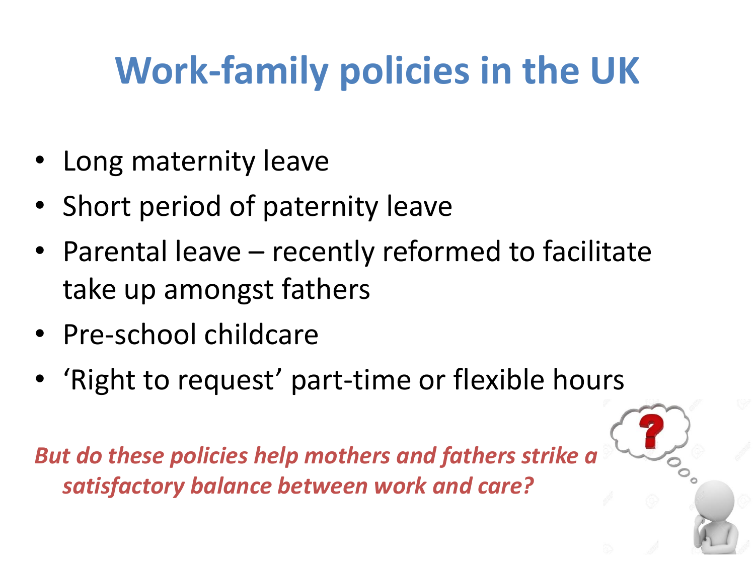# Work-family policies in the UK

- Long maternity leave
- Short period of paternity leave
- Parental leave – recently reformed to facilitate take up amongst fathers
- Pre-school childcare
- 'Right to request' part-time or flexible hours

***But do these policies help mothers and fathers strike a satisfactory balance between work and care?***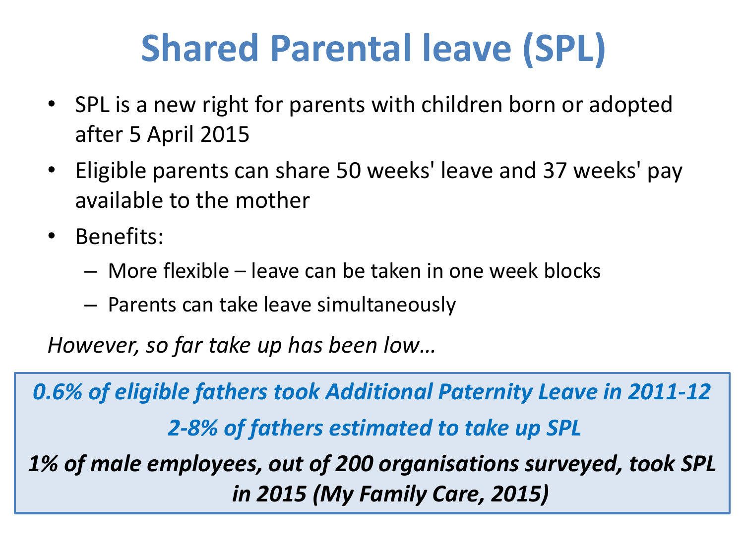# Shared Parental leave (SPL)

- SPL is a new right for parents with children born or adopted after 5 April 2015
- Eligible parents can share 50 weeks' leave and 37 weeks' pay available to the mother
- Benefits:
  - More flexible – leave can be taken in one week blocks
  - Parents can take leave simultaneously

*However, so far take up has been low…*

***0.6% of eligible fathers took Additional Paternity Leave in 2011-12***

***2-8% of fathers estimated to take up SPL***

***1% of male employees, out of 200 organisations surveyed, took SPL in 2015 (My Family Care, 2015)***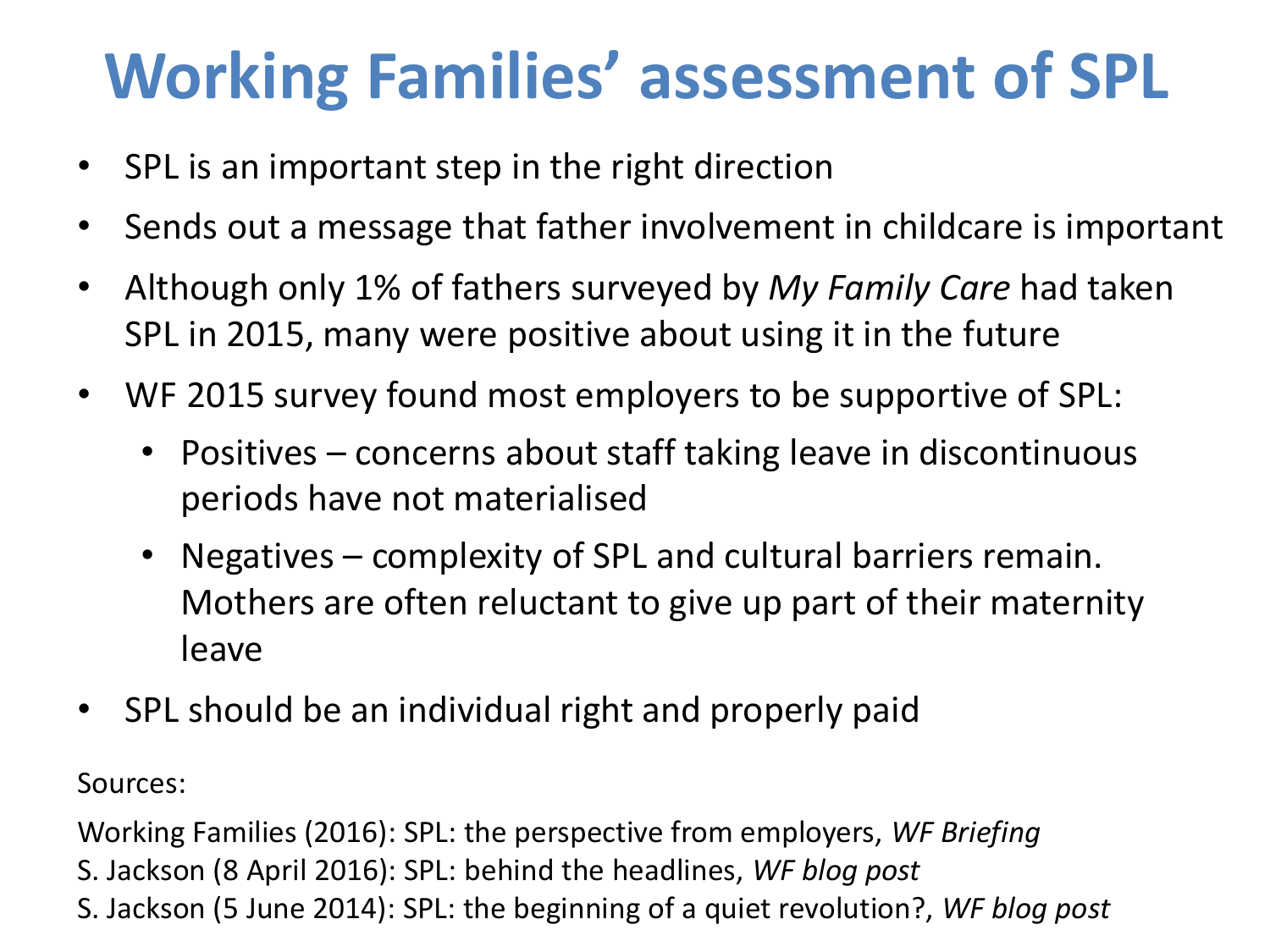# Working Families' assessment of SPL

- SPL is an important step in the right direction
- Sends out a message that father involvement in childcare is important
- Although only 1% of fathers surveyed by *My Family Care* had taken SPL in 2015, many were positive about using it in the future
- WF 2015 survey found most employers to be supportive of SPL:
  - Positives – concerns about staff taking leave in discontinuous periods have not materialised
  - Negatives – complexity of SPL and cultural barriers remain. Mothers are often reluctant to give up part of their maternity leave
- SPL should be an individual right and properly paid

Sources:

Working Families (2016): SPL: the perspective from employers, *WF Briefing*
S. Jackson (8 April 2016): SPL: behind the headlines, *WF blog post*
S. Jackson (5 June 2014): SPL: the beginning of a quiet revolution?, *WF blog post*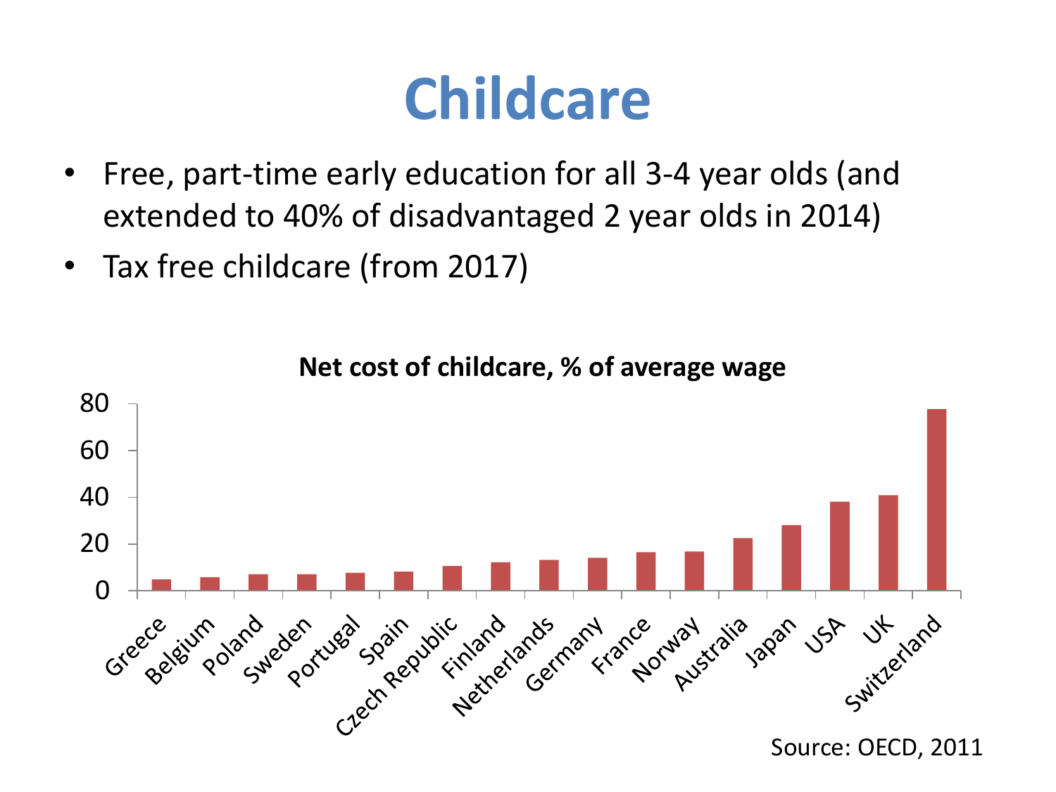# Childcare

- Free, part-time early education for all 3-4 year olds (and extended to 40% of disadvantaged 2 year olds in 2014)
- Tax free childcare (from 2017)

**Net cost of childcare, % of average wage**

Greece, Belgium, Poland, Sweden, Portugal, Spain, Czech Republic, Finland, Netherlands, Germany, France, Norway, Australia, Japan, USA, UK, Switzerland

Source: OECD, 2011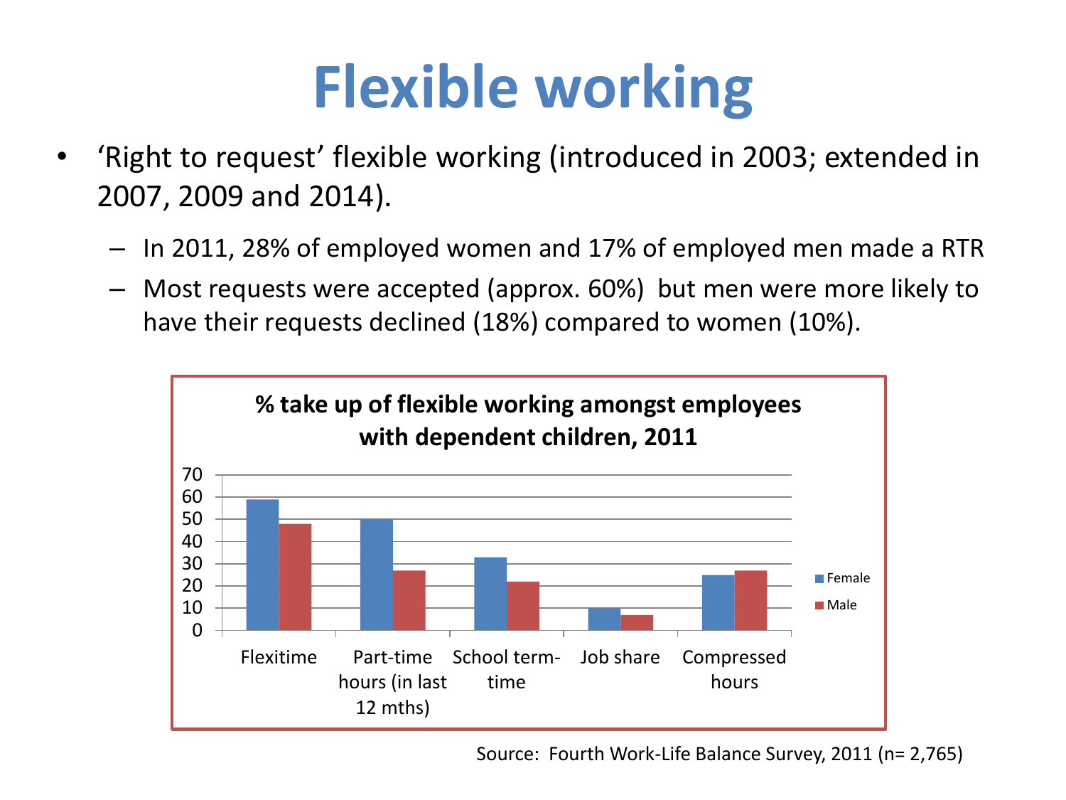# Flexible working

- 'Right to request' flexible working (introduced in 2003; extended in 2007, 2009 and 2014).
  - In 2011, 28% of employed women and 17% of employed men made a RTR
  - Most requests were accepted (approx. 60%) but men were more likely to have their requests declined (18%) compared to women (10%).

**% take up of flexible working amongst employees with dependent children, 2011**

| | Female | Male |
|---|---|---|
| Flexitime | 59 | 48 |
| Part-time hours (in last 12 mths) | 50 | 27 |
| School term-time | 33 | 22 |
| Job share | 10 | 7 |
| Compressed hours | 25 | 27 |

Source: Fourth Work-Life Balance Survey, 2011 (n= 2,765)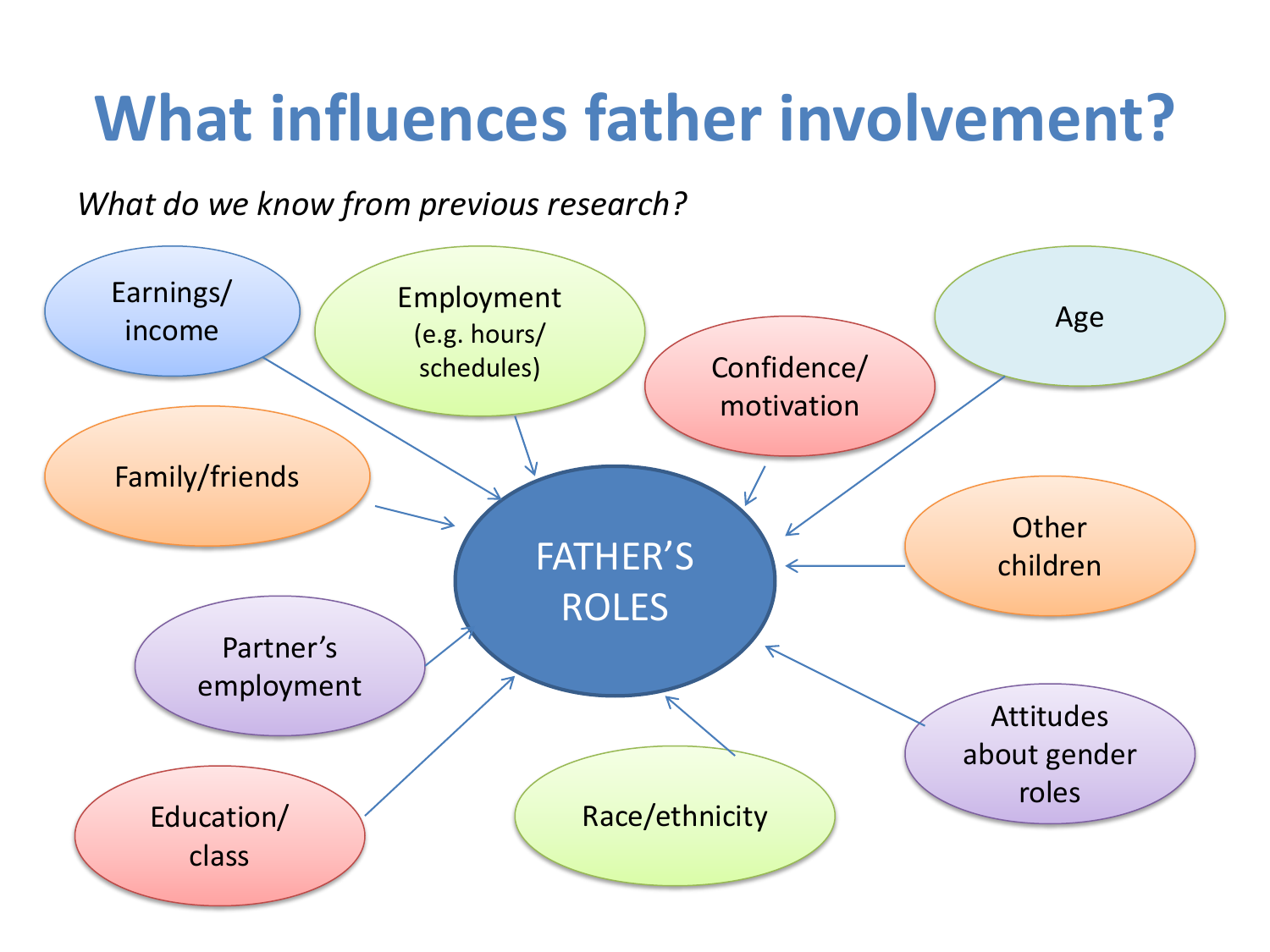# What influences father involvement?

*What do we know from previous research?*

- Earnings/ income
- Employment (e.g. hours/ schedules)
- Confidence/ motivation
- Age
- Family/friends
- Other children
- Partner's employment
- Education/ class
- Race/ethnicity
- Attitudes about gender roles

→ FATHER'S ROLES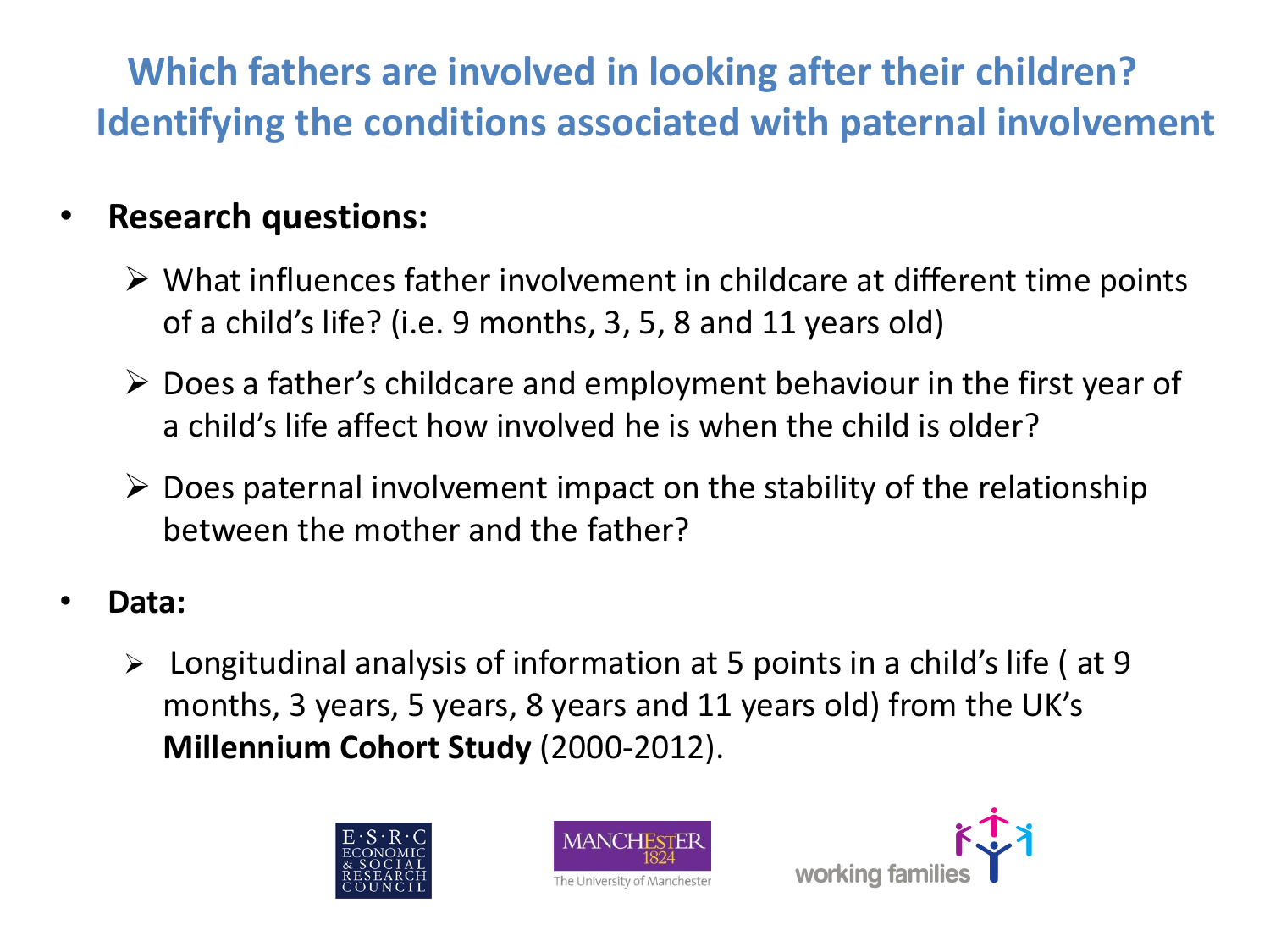# Which fathers are involved in looking after their children? Identifying the conditions associated with paternal involvement

- **Research questions:**
  - What influences father involvement in childcare at different time points of a child's life? (i.e. 9 months, 3, 5, 8 and 11 years old)
  - Does a father's childcare and employment behaviour in the first year of a child's life affect how involved he is when the child is older?
  - Does paternal involvement impact on the stability of the relationship between the mother and the father?

- **Data:**
  - Longitudinal analysis of information at 5 points in a child's life ( at 9 months, 3 years, 5 years, 8 years and 11 years old) from the UK's **Millennium Cohort Study** (2000-2012).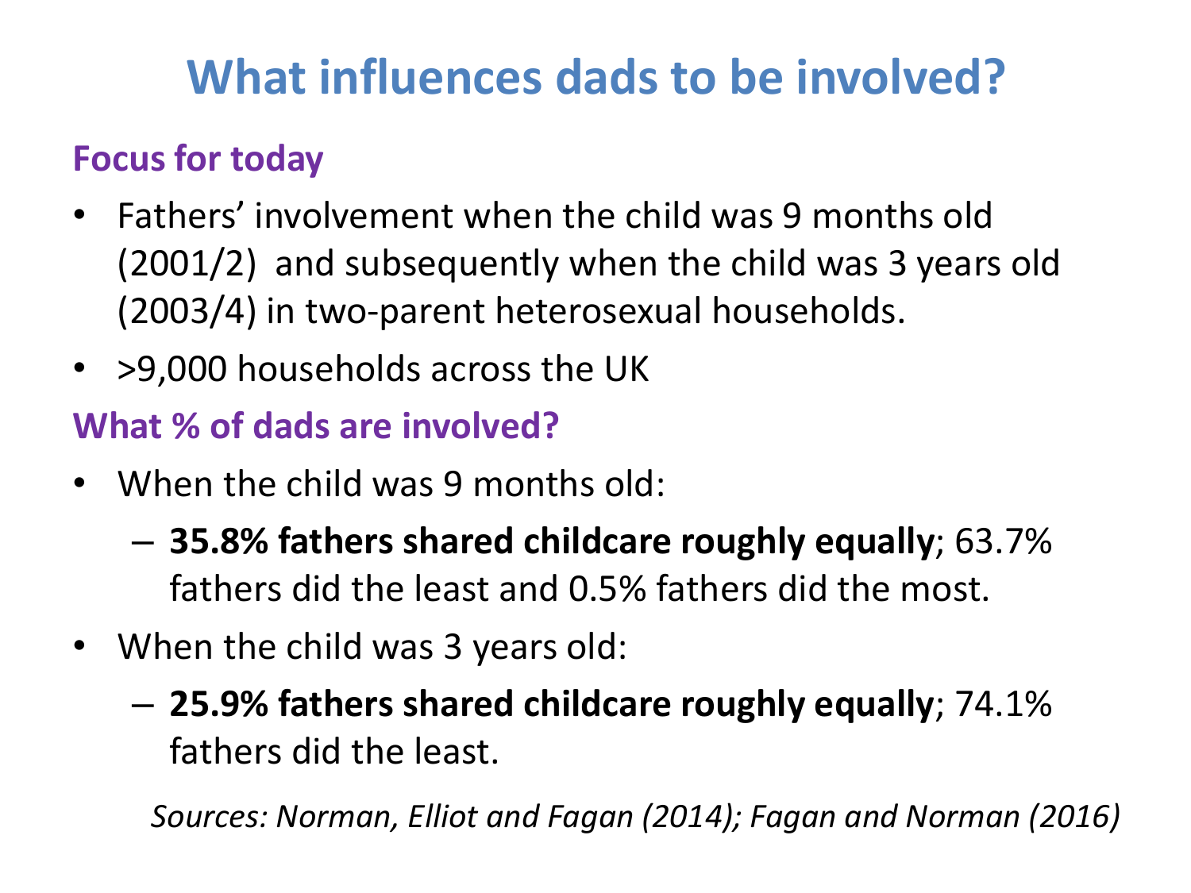# What influences dads to be involved?

### Focus for today

- Fathers' involvement when the child was 9 months old (2001/2) and subsequently when the child was 3 years old (2003/4) in two-parent heterosexual households.
- >9,000 households across the UK

### What % of dads are involved?

- When the child was 9 months old:
  - **35.8% fathers shared childcare roughly equally**; 63.7% fathers did the least and 0.5% fathers did the most.
- When the child was 3 years old:
  - **25.9% fathers shared childcare roughly equally**; 74.1% fathers did the least.

*Sources: Norman, Elliot and Fagan (2014); Fagan and Norman (2016)*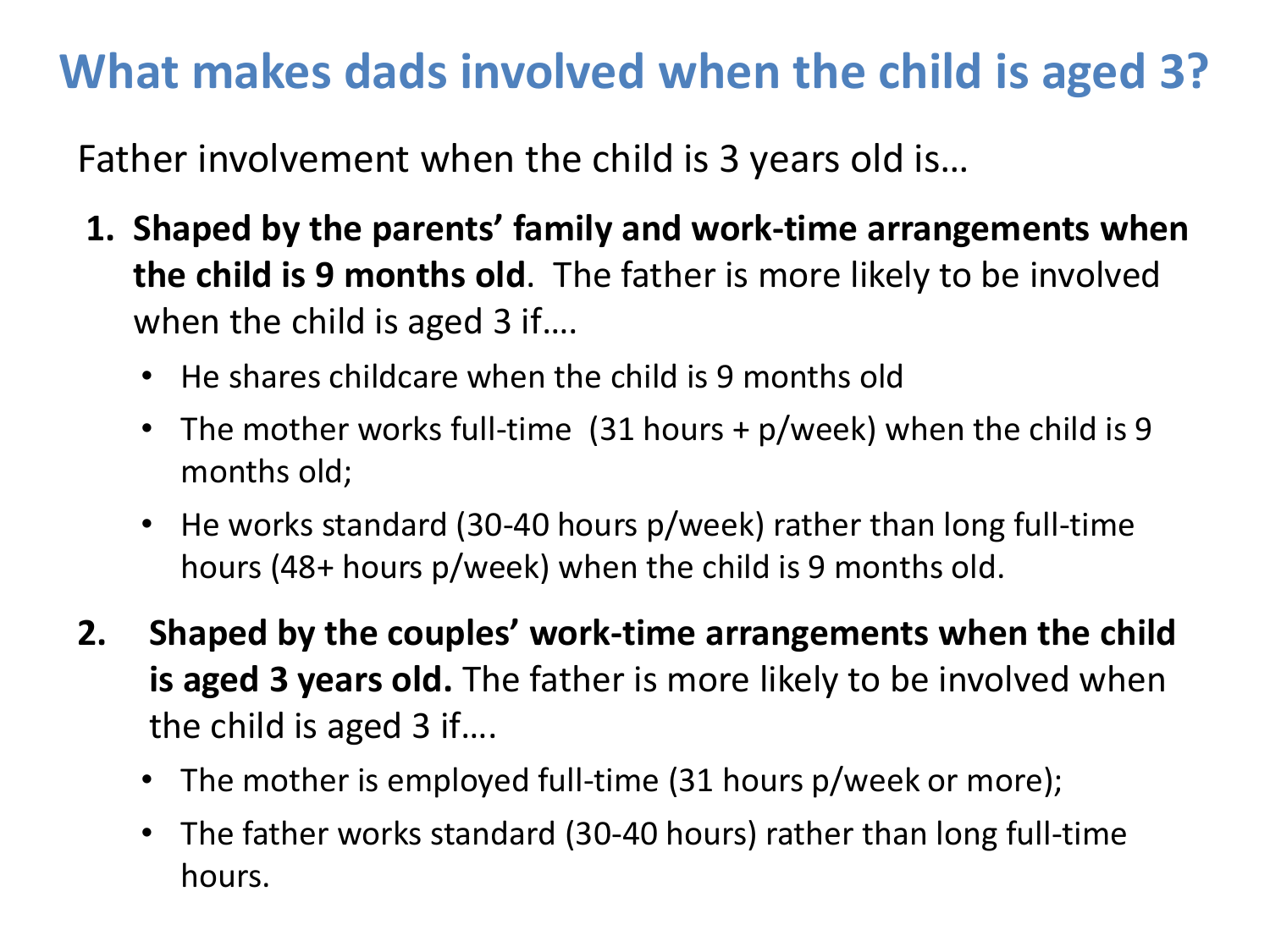# What makes dads involved when the child is aged 3?

Father involvement when the child is 3 years old is…

1. **Shaped by the parents' family and work-time arrangements when the child is 9 months old**. The father is more likely to be involved when the child is aged 3 if….
   - He shares childcare when the child is 9 months old
   - The mother works full-time (31 hours + p/week) when the child is 9 months old;
   - He works standard (30-40 hours p/week) rather than long full-time hours (48+ hours p/week) when the child is 9 months old.

2. **Shaped by the couples' work-time arrangements when the child is aged 3 years old.** The father is more likely to be involved when the child is aged 3 if….
   - The mother is employed full-time (31 hours p/week or more);
   - The father works standard (30-40 hours) rather than long full-time hours.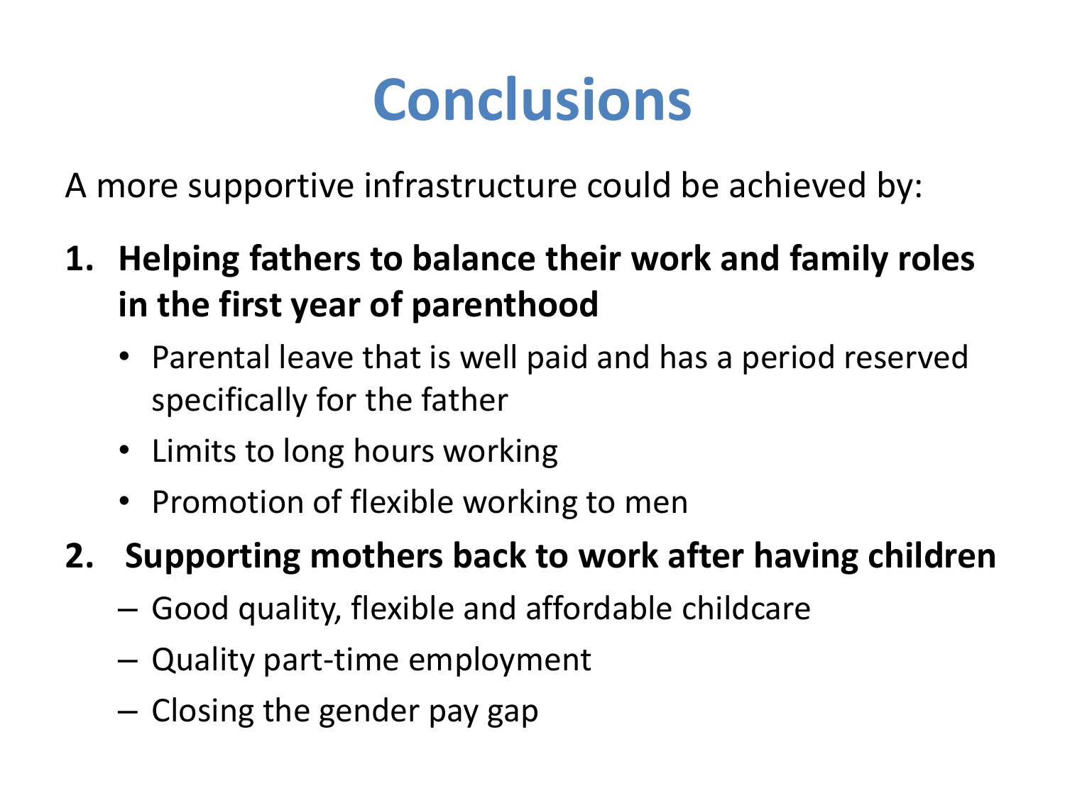# Conclusions

A more supportive infrastructure could be achieved by:

1. **Helping fathers to balance their work and family roles in the first year of parenthood**
   - Parental leave that is well paid and has a period reserved specifically for the father
   - Limits to long hours working
   - Promotion of flexible working to men
2. **Supporting mothers back to work after having children**
   - Good quality, flexible and affordable childcare
   - Quality part-time employment
   - Closing the gender pay gap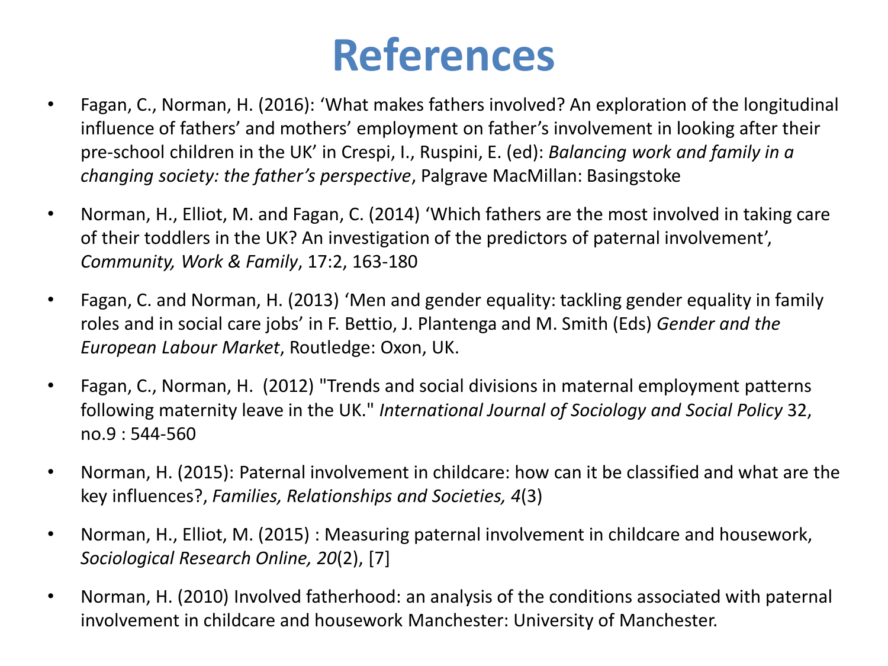# References

- Fagan, C., Norman, H. (2016): ‘What makes fathers involved? An exploration of the longitudinal influence of fathers’ and mothers’ employment on father’s involvement in looking after their pre-school children in the UK’ in Crespi, I., Ruspini, E. (ed): *Balancing work and family in a changing society: the father’s perspective*, Palgrave MacMillan: Basingstoke
- Norman, H., Elliot, M. and Fagan, C. (2014) ‘Which fathers are the most involved in taking care of their toddlers in the UK? An investigation of the predictors of paternal involvement’, *Community, Work & Family*, 17:2, 163-180
- Fagan, C. and Norman, H. (2013) ‘Men and gender equality: tackling gender equality in family roles and in social care jobs’ in F. Bettio, J. Plantenga and M. Smith (Eds) *Gender and the European Labour Market*, Routledge: Oxon, UK.
- Fagan, C., Norman, H. (2012) "Trends and social divisions in maternal employment patterns following maternity leave in the UK." *International Journal of Sociology and Social Policy* 32, no.9 : 544-560
- Norman, H. (2015): Paternal involvement in childcare: how can it be classified and what are the key influences?, *Families, Relationships and Societies, 4*(3)
- Norman, H., Elliot, M. (2015) : Measuring paternal involvement in childcare and housework, *Sociological Research Online, 20*(2), [7]
- Norman, H. (2010) Involved fatherhood: an analysis of the conditions associated with paternal involvement in childcare and housework Manchester: University of Manchester.